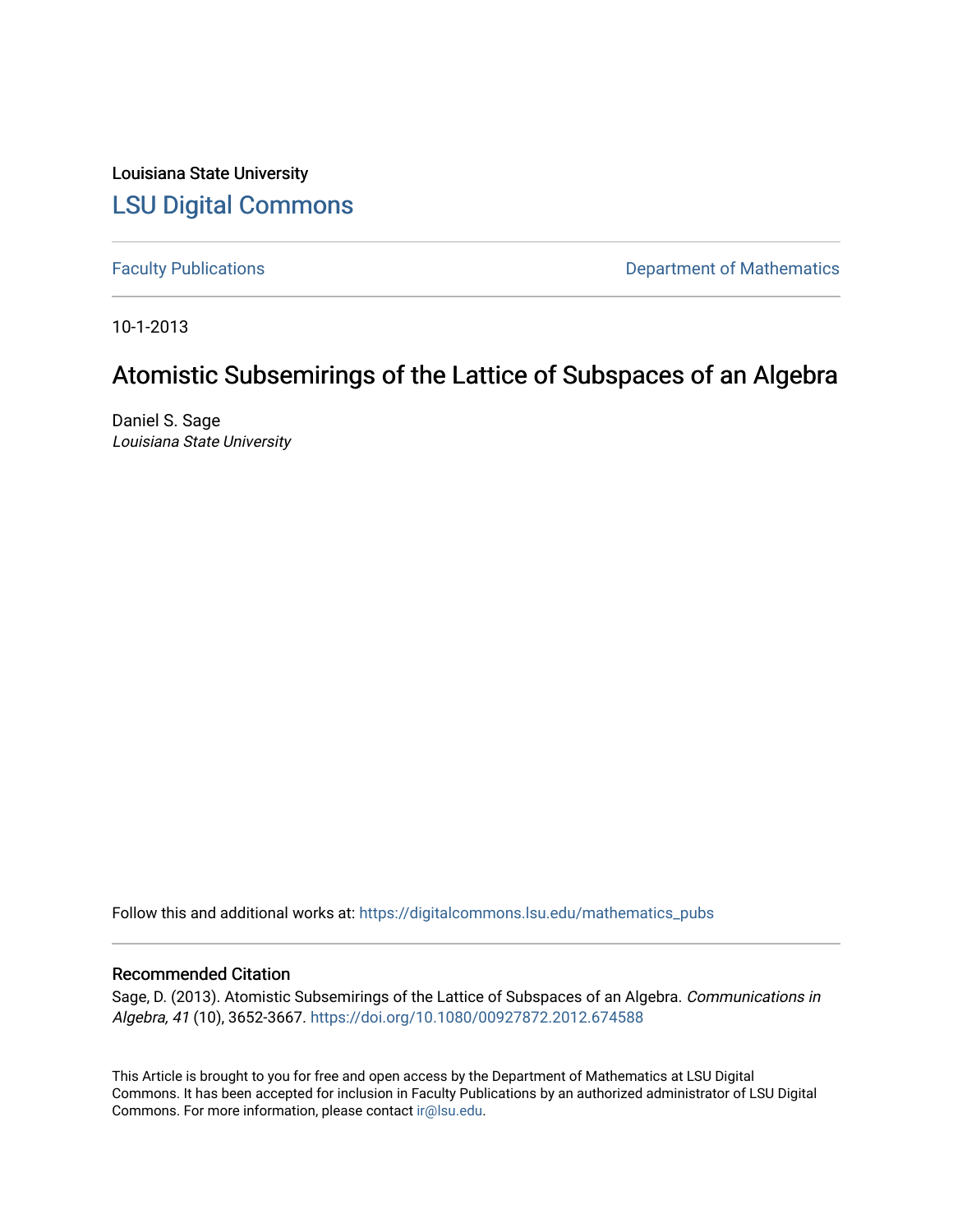Louisiana State University

# LSU Digital Commons

Faculty Publications | Department of Mathematics

10-1-2013

## Atomistic Subsemirings of the Lattice of Subspaces of an Algebra

Daniel S. Sage
*Louisiana State University*

Follow this and additional works at: https://digitalcommons.lsu.edu/mathematics_pubs

### Recommended Citation

Sage, D. (2013). Atomistic Subsemirings of the Lattice of Subspaces of an Algebra. *Communications in Algebra, 41* (10), 3652-3667. https://doi.org/10.1080/00927872.2012.674588

This Article is brought to you for free and open access by the Department of Mathematics at LSU Digital Commons. It has been accepted for inclusion in Faculty Publications by an authorized administrator of LSU Digital Commons. For more information, please contact ir@lsu.edu.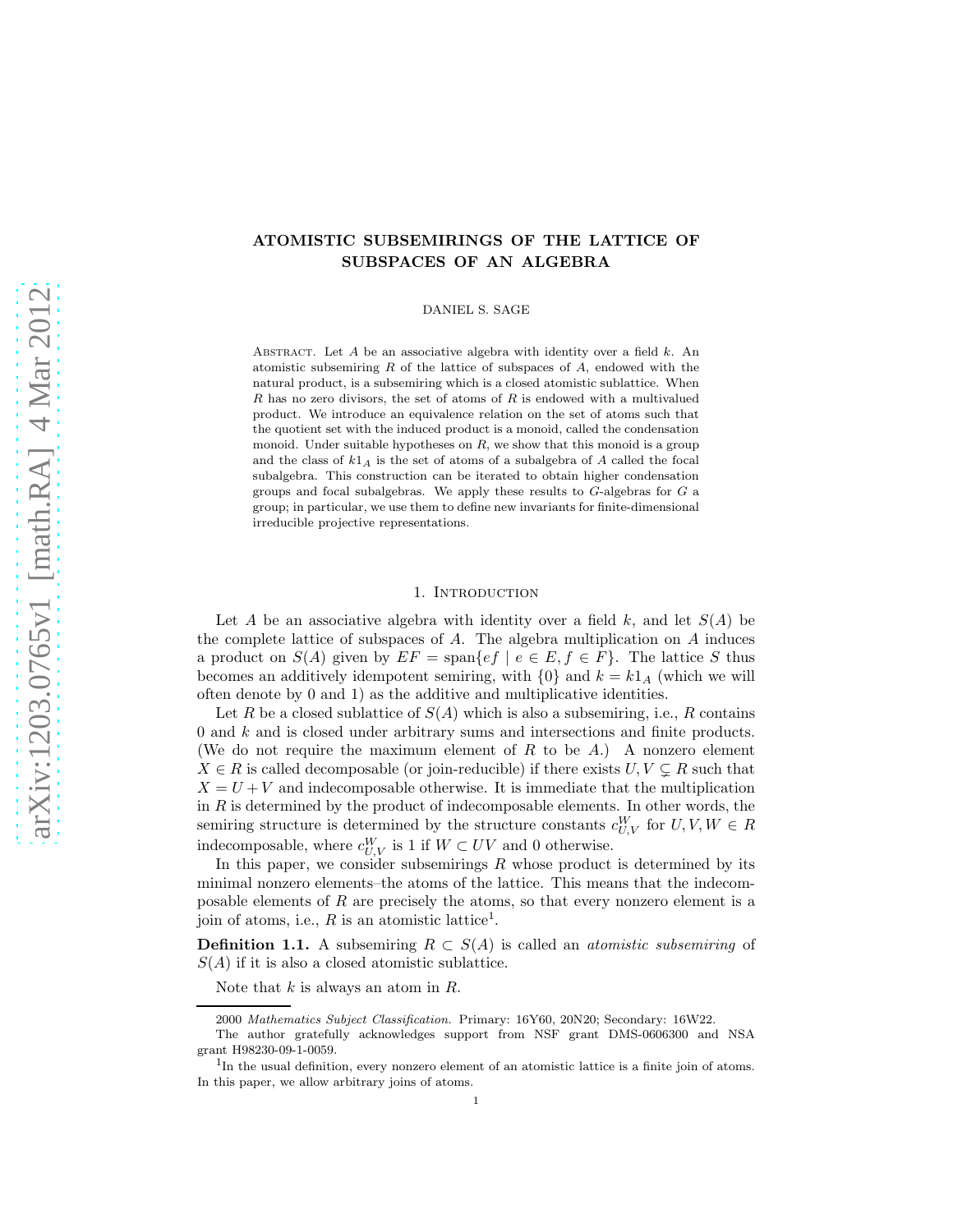# ATOMISTIC SUBSEMIRINGS OF THE LATTICE OF SUBSPACES OF AN ALGEBRA

DANIEL S. SAGE

Abstract. Let $A$ be an associative algebra with identity over a field $k$. An atomistic subsemiring $R$ of the lattice of subspaces of $A$, endowed with the natural product, is a subsemiring which is a closed atomistic sublattice. When $R$ has no zero divisors, the set of atoms of $R$ is endowed with a multivalued product. We introduce an equivalence relation on the set of atoms such that the quotient set with the induced product is a monoid, called the condensation monoid. Under suitable hypotheses on $R$, we show that this monoid is a group and the class of $k1_A$ is the set of atoms of a subalgebra of $A$ called the focal subalgebra. This construction can be iterated to obtain higher condensation groups and focal subalgebras. We apply these results to $G$-algebras for $G$ a group; in particular, we use them to define new invariants for finite-dimensional irreducible projective representations.

## 1. Introduction

Let $A$ be an associative algebra with identity over a field $k$, and let $S(A)$ be the complete lattice of subspaces of $A$. The algebra multiplication on $A$ induces a product on $S(A)$ given by $EF = \operatorname{span}\{ef \mid e \in E, f \in F\}$. The lattice $S$ thus becomes an additively idempotent semiring, with $\{0\}$ and $k = k1_A$ (which we will often denote by 0 and 1) as the additive and multiplicative identities.

Let $R$ be a closed sublattice of $S(A)$ which is also a subsemiring, i.e., $R$ contains 0 and $k$ and is closed under arbitrary sums and intersections and finite products. (We do not require the maximum element of $R$ to be $A$.) A nonzero element $X \in R$ is called decomposable (or join-reducible) if there exists $U, V \subsetneq R$ such that $X = U + V$ and indecomposable otherwise. It is immediate that the multiplication in $R$ is determined by the product of indecomposable elements. In other words, the semiring structure is determined by the structure constants $c_{U,V}^W$ for $U, V, W \in R$ indecomposable, where $c_{U,V}^W$ is 1 if $W \subset UV$ and 0 otherwise.

In this paper, we consider subsemirings $R$ whose product is determined by its minimal nonzero elements–the atoms of the lattice. This means that the indecomposable elements of $R$ are precisely the atoms, so that every nonzero element is a join of atoms, i.e., $R$ is an atomistic lattice[1].

**Definition 1.1.** A subsemiring $R \subset S(A)$ is called an *atomistic subsemiring* of $S(A)$ if it is also a closed atomistic sublattice.

Note that $k$ is always an atom in $R$.

2000 *Mathematics Subject Classification.* Primary: 16Y60, 20N20; Secondary: 16W22.

The author gratefully acknowledges support from NSF grant DMS-0606300 and NSA grant H98230-09-1-0059.

[1] In the usual definition, every nonzero element of an atomistic lattice is a finite join of atoms. In this paper, we allow arbitrary joins of atoms.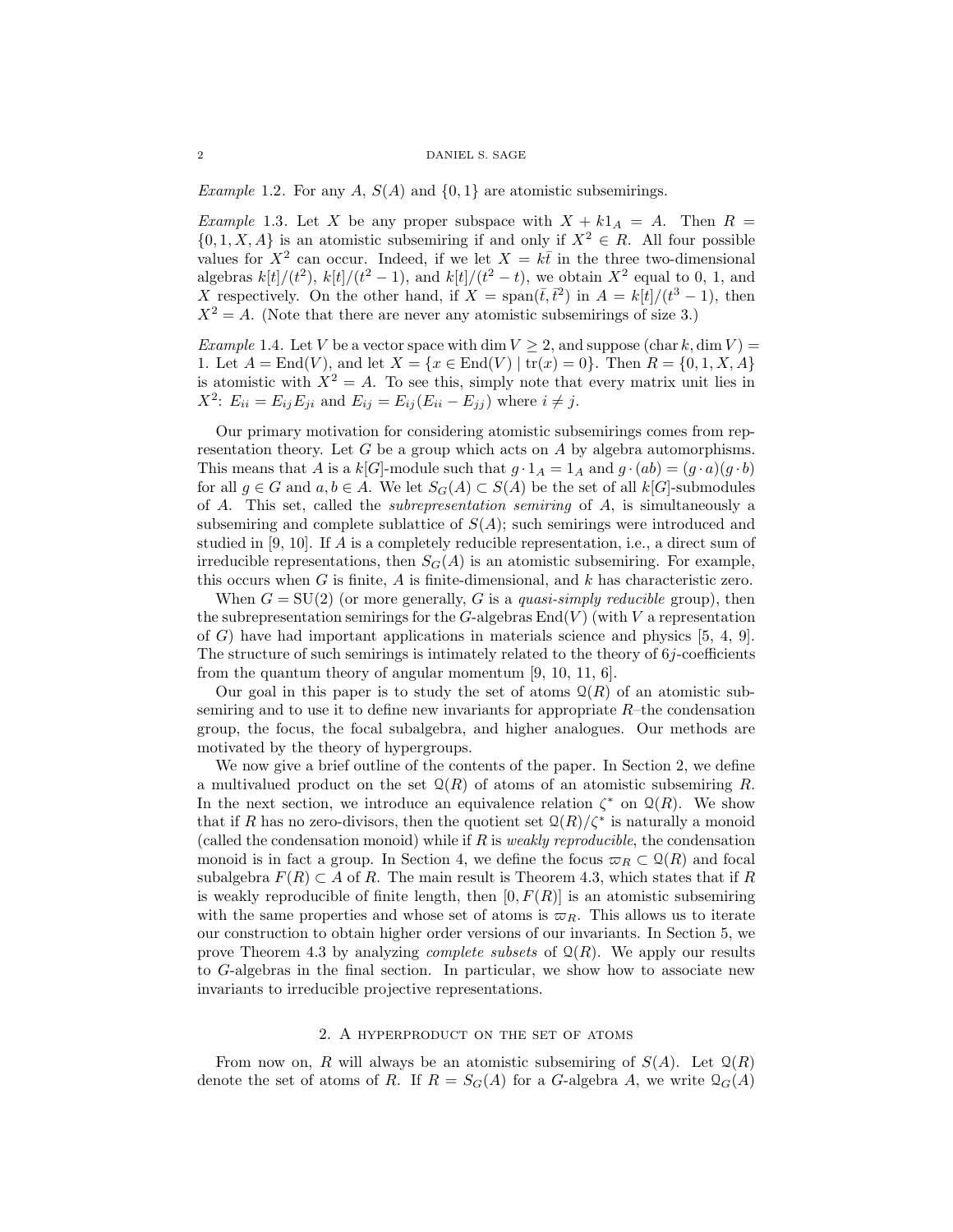*Example* 1.2. For any $A$, $S(A)$ and $\{0, 1\}$ are atomistic subsemirings.

*Example* 1.3. Let $X$ be any proper subspace with $X + k1_A = A$. Then $R = \{0, 1, X, A\}$ is an atomistic subsemiring if and only if $X^2 \in R$. All four possible values for $X^2$ can occur. Indeed, if we let $X = k\bar{t}$ in the three two-dimensional algebras $k[t]/(t^2)$, $k[t]/(t^2 - 1)$, and $k[t]/(t^2 - t)$, we obtain $X^2$ equal to 0, 1, and $X$ respectively. On the other hand, if $X = \text{span}(\bar{t}, \bar{t}^2)$ in $A = k[t]/(t^3 - 1)$, then $X^2 = A$. (Note that there are never any atomistic subsemirings of size 3.)

*Example* 1.4. Let $V$ be a vector space with $\dim V \geq 2$, and suppose $(\text{char}\, k, \dim V) = 1$. Let $A = \text{End}(V)$, and let $X = \{x \in \text{End}(V) \mid \text{tr}(x) = 0\}$. Then $R = \{0, 1, X, A\}$ is atomistic with $X^2 = A$. To see this, simply note that every matrix unit lies in $X^2$: $E_{ii} = E_{ij}E_{ji}$ and $E_{ij} = E_{ij}(E_{ii} - E_{jj})$ where $i \neq j$.

Our primary motivation for considering atomistic subsemirings comes from representation theory. Let $G$ be a group which acts on $A$ by algebra automorphisms. This means that $A$ is a $k[G]$-module such that $g \cdot 1_A = 1_A$ and $g \cdot (ab) = (g \cdot a)(g \cdot b)$ for all $g \in G$ and $a, b \in A$. We let $S_G(A) \subset S(A)$ be the set of all $k[G]$-submodules of $A$. This set, called the *subrepresentation semiring* of $A$, is simultaneously a subsemiring and complete sublattice of $S(A)$; such semirings were introduced and studied in [9, 10]. If $A$ is a completely reducible representation, i.e., a direct sum of irreducible representations, then $S_G(A)$ is an atomistic subsemiring. For example, this occurs when $G$ is finite, $A$ is finite-dimensional, and $k$ has characteristic zero.

When $G = \text{SU}(2)$ (or more generally, $G$ is a *quasi-simply reducible* group), then the subrepresentation semirings for the $G$-algebras $\text{End}(V)$ (with $V$ a representation of $G$) have had important applications in materials science and physics [5, 4, 9]. The structure of such semirings is intimately related to the theory of $6j$-coefficients from the quantum theory of angular momentum [9, 10, 11, 6].

Our goal in this paper is to study the set of atoms $\mathcal{Q}(R)$ of an atomistic subsemiring and to use it to define new invariants for appropriate $R$–the condensation group, the focus, the focal subalgebra, and higher analogues. Our methods are motivated by the theory of hypergroups.

We now give a brief outline of the contents of the paper. In Section 2, we define a multivalued product on the set $\mathcal{Q}(R)$ of atoms of an atomistic subsemiring $R$. In the next section, we introduce an equivalence relation $\zeta^*$ on $\mathcal{Q}(R)$. We show that if $R$ has no zero-divisors, then the quotient set $\mathcal{Q}(R)/\zeta^*$ is naturally a monoid (called the condensation monoid) while if $R$ is *weakly reproducible*, the condensation monoid is in fact a group. In Section 4, we define the focus $\varpi_R \subset \mathcal{Q}(R)$ and focal subalgebra $F(R) \subset A$ of $R$. The main result is Theorem 4.3, which states that if $R$ is weakly reproducible of finite length, then $[0, F(R)]$ is an atomistic subsemiring with the same properties and whose set of atoms is $\varpi_R$. This allows us to iterate our construction to obtain higher order versions of our invariants. In Section 5, we prove Theorem 4.3 by analyzing *complete subsets* of $\mathcal{Q}(R)$. We apply our results to $G$-algebras in the final section. In particular, we show how to associate new invariants to irreducible projective representations.

## 2. A hyperproduct on the set of atoms

From now on, $R$ will always be an atomistic subsemiring of $S(A)$. Let $\mathcal{Q}(R)$ denote the set of atoms of $R$. If $R = S_G(A)$ for a $G$-algebra $A$, we write $\mathcal{Q}_G(A)$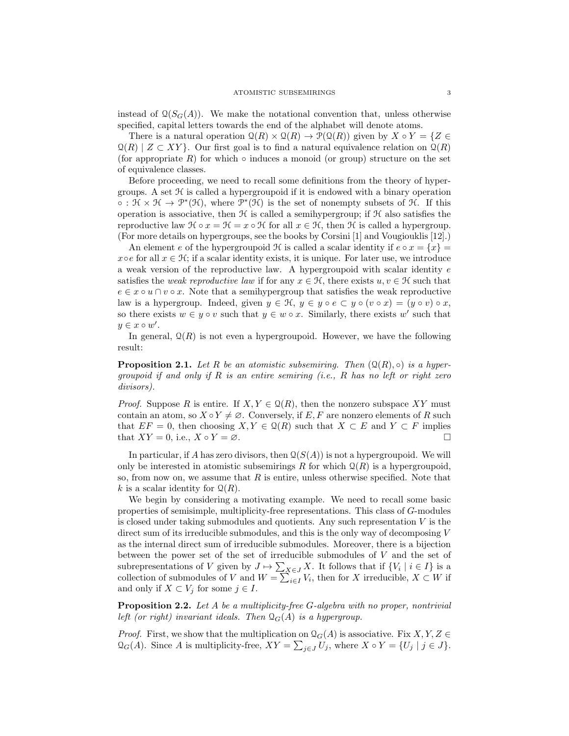instead of $\mathcal{Q}(S_G(A))$. We make the notational convention that, unless otherwise specified, capital letters towards the end of the alphabet will denote atoms.

There is a natural operation $\mathcal{Q}(R) \times \mathcal{Q}(R) \to \mathcal{P}(\mathcal{Q}(R))$ given by $X \circ Y = \{Z \in \mathcal{Q}(R) \mid Z \subset XY\}$. Our first goal is to find a natural equivalence relation on $\mathcal{Q}(R)$ (for appropriate $R$) for which $\circ$ induces a monoid (or group) structure on the set of equivalence classes.

Before proceeding, we need to recall some definitions from the theory of hypergroups. A set $\mathcal{H}$ is called a hypergroupoid if it is endowed with a binary operation $\circ : \mathcal{H} \times \mathcal{H} \to \mathcal{P}^*(\mathcal{H})$, where $\mathcal{P}^*(\mathcal{H})$ is the set of nonempty subsets of $\mathcal{H}$. If this operation is associative, then $\mathcal{H}$ is called a semihypergroup; if $\mathcal{H}$ also satisfies the reproductive law $\mathcal{H} \circ x = \mathcal{H} = x \circ \mathcal{H}$ for all $x \in \mathcal{H}$, then $\mathcal{H}$ is called a hypergroup. (For more details on hypergroups, see the books by Corsini [1] and Vougiouklis [12].)

An element $e$ of the hypergroupoid $\mathcal{H}$ is called a scalar identity if $e \circ x = \{x\} = x \circ e$ for all $x \in \mathcal{H}$; if a scalar identity exists, it is unique. For later use, we introduce a weak version of the reproductive law. A hypergroupoid with scalar identity $e$ satisfies the *weak reproductive law* if for any $x \in \mathcal{H}$, there exists $u, v \in \mathcal{H}$ such that $e \in x \circ u \cap v \circ x$. Note that a semihypergroup that satisfies the weak reproductive law is a hypergroup. Indeed, given $y \in \mathcal{H}$, $y \in y \circ e \subset y \circ (v \circ x) = (y \circ v) \circ x$, so there exists $w \in y \circ v$ such that $y \in w \circ x$. Similarly, there exists $w'$ such that $y \in x \circ w'$.

In general, $\mathcal{Q}(R)$ is not even a hypergroupoid. However, we have the following result:

**Proposition 2.1.** *Let $R$ be an atomistic subsemiring. Then $(\mathcal{Q}(R), \circ)$ is a hypergroupoid if and only if $R$ is an entire semiring (i.e., $R$ has no left or right zero divisors).*

*Proof.* Suppose $R$ is entire. If $X, Y \in \mathcal{Q}(R)$, then the nonzero subspace $XY$ must contain an atom, so $X \circ Y \neq \varnothing$. Conversely, if $E, F$ are nonzero elements of $R$ such that $EF = 0$, then choosing $X, Y \in \mathcal{Q}(R)$ such that $X \subset E$ and $Y \subset F$ implies that $XY = 0$, i.e., $X \circ Y = \varnothing$. □

In particular, if $A$ has zero divisors, then $\mathcal{Q}(S(A))$ is not a hypergroupoid. We will only be interested in atomistic subsemirings $R$ for which $\mathcal{Q}(R)$ is a hypergroupoid, so, from now on, we assume that $R$ is entire, unless otherwise specified. Note that $k$ is a scalar identity for $\mathcal{Q}(R)$.

We begin by considering a motivating example. We need to recall some basic properties of semisimple, multiplicity-free representations. This class of $G$-modules is closed under taking submodules and quotients. Any such representation $V$ is the direct sum of its irreducible submodules, and this is the only way of decomposing $V$ as the internal direct sum of irreducible submodules. Moreover, there is a bijection between the power set of the set of irreducible submodules of $V$ and the set of subrepresentations of $V$ given by $J \mapsto \sum_{X \in J} X$. It follows that if $\{V_i \mid i \in I\}$ is a collection of submodules of $V$ and $W = \sum_{i \in I} V_i$, then for $X$ irreducible, $X \subset W$ if and only if $X \subset V_j$ for some $j \in I$.

**Proposition 2.2.** *Let $A$ be a multiplicity-free $G$-algebra with no proper, nontrivial left (or right) invariant ideals. Then $\mathcal{Q}_G(A)$ is a hypergroup.*

*Proof.* First, we show that the multiplication on $\mathcal{Q}_G(A)$ is associative. Fix $X, Y, Z \in \mathcal{Q}_G(A)$. Since $A$ is multiplicity-free, $XY = \sum_{j \in J} U_j$, where $X \circ Y = \{U_j \mid j \in J\}$.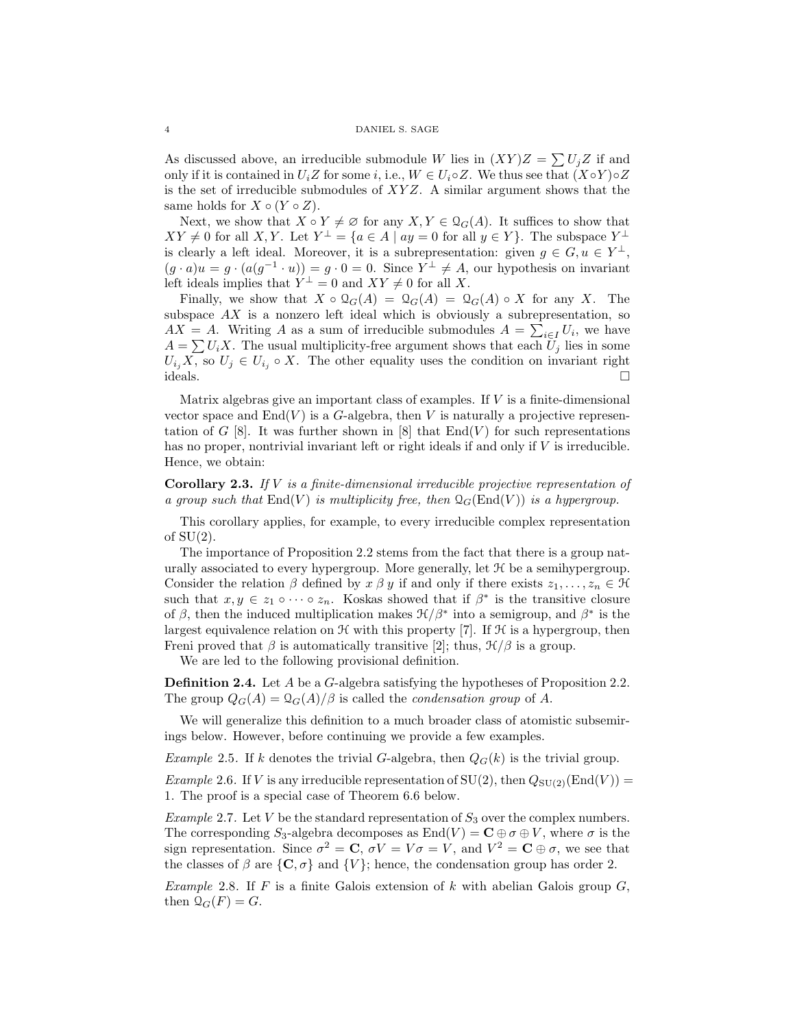As discussed above, an irreducible submodule $W$ lies in $(XY)Z = \sum U_j Z$ if and only if it is contained in $U_i Z$ for some $i$, i.e., $W \in U_i \circ Z$. We thus see that $(X \circ Y) \circ Z$ is the set of irreducible submodules of $XYZ$. A similar argument shows that the same holds for $X \circ (Y \circ Z)$.

Next, we show that $X \circ Y \neq \varnothing$ for any $X, Y \in \mathcal{Q}_G(A)$. It suffices to show that $XY \neq 0$ for all $X, Y$. Let $Y^\perp = \{a \in A \mid ay = 0 \text{ for all } y \in Y\}$. The subspace $Y^\perp$ is clearly a left ideal. Moreover, it is a subrepresentation: given $g \in G, u \in Y^\perp$, $(g \cdot a)u = g \cdot (a(g^{-1} \cdot u)) = g \cdot 0 = 0$. Since $Y^\perp \neq A$, our hypothesis on invariant left ideals implies that $Y^\perp = 0$ and $XY \neq 0$ for all $X$.

Finally, we show that $X \circ \mathcal{Q}_G(A) = \mathcal{Q}_G(A) = \mathcal{Q}_G(A) \circ X$ for any $X$. The subspace $AX$ is a nonzero left ideal which is obviously a subrepresentation, so $AX = A$. Writing $A$ as a sum of irreducible submodules $A = \sum_{i \in I} U_i$, we have $A = \sum U_i X$. The usual multiplicity-free argument shows that each $U_j$ lies in some $U_{i_j} X$, so $U_j \in U_{i_j} \circ X$. The other equality uses the condition on invariant right ideals. □

Matrix algebras give an important class of examples. If $V$ is a finite-dimensional vector space and $\mathrm{End}(V)$ is a $G$-algebra, then $V$ is naturally a projective representation of $G$ [8]. It was further shown in [8] that $\mathrm{End}(V)$ for such representations has no proper, nontrivial invariant left or right ideals if and only if $V$ is irreducible. Hence, we obtain:

**Corollary 2.3.** *If $V$ is a finite-dimensional irreducible projective representation of a group such that $\mathrm{End}(V)$ is multiplicity free, then $\mathcal{Q}_G(\mathrm{End}(V))$ is a hypergroup.*

This corollary applies, for example, to every irreducible complex representation of $\mathrm{SU}(2)$.

The importance of Proposition 2.2 stems from the fact that there is a group naturally associated to every hypergroup. More generally, let $\mathcal{H}$ be a semihypergroup. Consider the relation $\beta$ defined by $x \,\beta\, y$ if and only if there exists $z_1, \dots, z_n \in \mathcal{H}$ such that $x, y \in z_1 \circ \cdots \circ z_n$. Koskas showed that if $\beta^*$ is the transitive closure of $\beta$, then the induced multiplication makes $\mathcal{H}/\beta^*$ into a semigroup, and $\beta^*$ is the largest equivalence relation on $\mathcal{H}$ with this property [7]. If $\mathcal{H}$ is a hypergroup, then Freni proved that $\beta$ is automatically transitive [2]; thus, $\mathcal{H}/\beta$ is a group.

We are led to the following provisional definition.

**Definition 2.4.** Let $A$ be a $G$-algebra satisfying the hypotheses of Proposition 2.2. The group $Q_G(A) = \mathcal{Q}_G(A)/\beta$ is called the *condensation group* of $A$.

We will generalize this definition to a much broader class of atomistic subsemirings below. However, before continuing we provide a few examples.

*Example* 2.5. If $k$ denotes the trivial $G$-algebra, then $Q_G(k)$ is the trivial group.

*Example* 2.6. If $V$ is any irreducible representation of $\mathrm{SU}(2)$, then $Q_{\mathrm{SU}(2)}(\mathrm{End}(V)) = 1$. The proof is a special case of Theorem 6.6 below.

*Example* 2.7. Let $V$ be the standard representation of $S_3$ over the complex numbers. The corresponding $S_3$-algebra decomposes as $\mathrm{End}(V) = \mathbf{C} \oplus \sigma \oplus V$, where $\sigma$ is the sign representation. Since $\sigma^2 = \mathbf{C}$, $\sigma V = V\sigma = V$, and $V^2 = \mathbf{C} \oplus \sigma$, we see that the classes of $\beta$ are $\{\mathbf{C}, \sigma\}$ and $\{V\}$; hence, the condensation group has order 2.

*Example* 2.8. If $F$ is a finite Galois extension of $k$ with abelian Galois group $G$, then $\mathcal{Q}_G(F) = G$.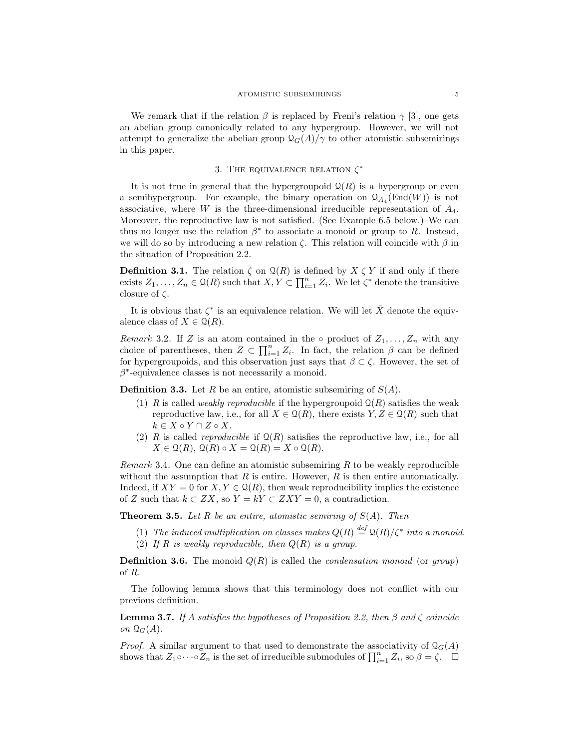We remark that if the relation $\beta$ is replaced by Freni's relation $\gamma$ [3], one gets an abelian group canonically related to any hypergroup. However, we will not attempt to generalize the abelian group $\mathcal{Q}_G(A)/\gamma$ to other atomistic subsemirings in this paper.

## 3. The equivalence relation $\zeta^*$

It is not true in general that the hypergroupoid $\mathcal{Q}(R)$ is a hypergroup or even a semihypergroup. For example, the binary operation on $\mathcal{Q}_{A_4}(\mathrm{End}(W))$ is not associative, where $W$ is the three-dimensional irreducible representation of $A_4$. Moreover, the reproductive law is not satisfied. (See Example 6.5 below.) We can thus no longer use the relation $\beta^*$ to associate a monoid or group to $R$. Instead, we will do so by introducing a new relation $\zeta$. This relation will coincide with $\beta$ in the situation of Proposition 2.2.

**Definition 3.1.** The relation $\zeta$ on $\mathcal{Q}(R)$ is defined by $X \zeta Y$ if and only if there exists $Z_1, \ldots, Z_n \in \mathcal{Q}(R)$ such that $X, Y \subset \prod_{i=1}^n Z_i$. We let $\zeta^*$ denote the transitive closure of $\zeta$.

It is obvious that $\zeta^*$ is an equivalence relation. We will let $\bar{X}$ denote the equivalence class of $X \in \mathcal{Q}(R)$.

*Remark* 3.2. If $Z$ is an atom contained in the $\circ$ product of $Z_1, \ldots, Z_n$ with any choice of parentheses, then $Z \subset \prod_{i=1}^n Z_i$. In fact, the relation $\beta$ can be defined for hypergroupoids, and this observation just says that $\beta \subset \zeta$. However, the set of $\beta^*$-equivalence classes is not necessarily a monoid.

**Definition 3.3.** Let $R$ be an entire, atomistic subsemiring of $S(A)$.

1. $R$ is called *weakly reproducible* if the hypergroupoid $\mathcal{Q}(R)$ satisfies the weak reproductive law, i.e., for all $X \in \mathcal{Q}(R)$, there exists $Y, Z \in \mathcal{Q}(R)$ such that $k \in X \circ Y \cap Z \circ X$.
2. $R$ is called *reproducible* if $\mathcal{Q}(R)$ satisfies the reproductive law, i.e., for all $X \in \mathcal{Q}(R)$, $\mathcal{Q}(R) \circ X = \mathcal{Q}(R) = X \circ \mathcal{Q}(R)$.

*Remark* 3.4. One can define an atomistic subsemiring $R$ to be weakly reproducible without the assumption that $R$ is entire. However, $R$ is then entire automatically. Indeed, if $XY = 0$ for $X, Y \in \mathcal{Q}(R)$, then weak reproducibility implies the existence of $Z$ such that $k \subset ZX$, so $Y = kY \subset ZXY = 0$, a contradiction.

**Theorem 3.5.** *Let $R$ be an entire, atomistic semiring of $S(A)$. Then*

1. *The induced multiplication on classes makes $Q(R) \overset{def}{=} \mathcal{Q}(R)/\zeta^*$ into a monoid.*
2. *If $R$ is weakly reproducible, then $Q(R)$ is a group.*

**Definition 3.6.** The monoid $Q(R)$ is called the *condensation monoid* (or *group*) of $R$.

The following lemma shows that this terminology does not conflict with our previous definition.

**Lemma 3.7.** *If $A$ satisfies the hypotheses of Proposition 2.2, then $\beta$ and $\zeta$ coincide on $\mathcal{Q}_G(A)$.*

*Proof.* A similar argument to that used to demonstrate the associativity of $\mathcal{Q}_G(A)$ shows that $Z_1 \circ \cdots \circ Z_n$ is the set of irreducible submodules of $\prod_{i=1}^n Z_i$, so $\beta = \zeta$. $\square$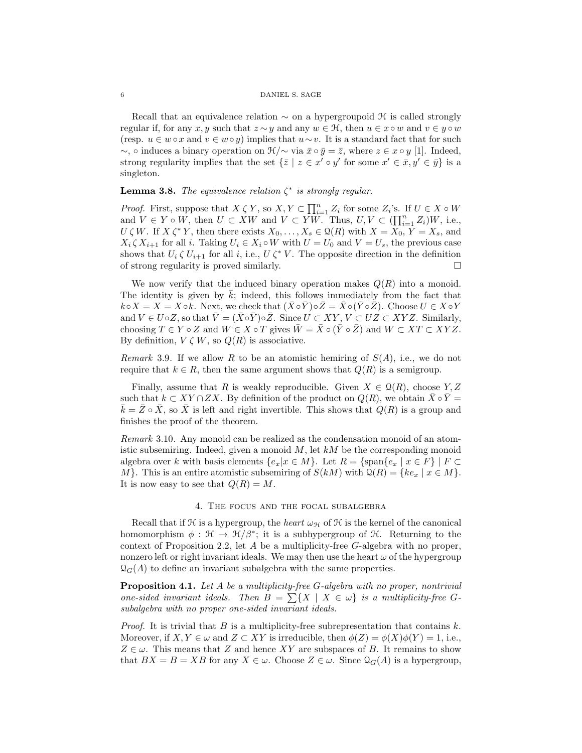Recall that an equivalence relation $\sim$ on a hypergroupoid $\mathcal{H}$ is called strongly regular if, for any $x, y$ such that $z \sim y$ and any $w \in \mathcal{H}$, then $u \in x \circ w$ and $v \in y \circ w$ (resp. $u \in w \circ x$ and $v \in w \circ y$) implies that $u \sim v$. It is a standard fact that for such $\sim$, $\circ$ induces a binary operation on $\mathcal{H}/\sim$ via $\bar{x} \circ \bar{y} = \bar{z}$, where $z \in x \circ y$ [1]. Indeed, strong regularity implies that the set $\{\bar{z} \mid z \in x' \circ y' \text{ for some } x' \in \bar{x}, y' \in \bar{y}\}$ is a singleton.

**Lemma 3.8.** *The equivalence relation $\zeta^*$ is strongly regular.*

*Proof.* First, suppose that $X \,\zeta\, Y$, so $X, Y \subset \prod_{i=1}^n Z_i$ for some $Z_i$'s. If $U \in X \circ W$ and $V \in Y \circ W$, then $U \subset XW$ and $V \subset YW$. Thus, $U, V \subset (\prod_{i=1}^n Z_i)W$, i.e., $U \,\zeta\, W$. If $X \,\zeta^*\, Y$, then there exists $X_0, \dots, X_s \in \mathcal{Q}(R)$ with $X = X_0$, $Y = X_s$, and $X_i \,\zeta\, X_{i+1}$ for all $i$. Taking $U_i \in X_i \circ W$ with $U = U_0$ and $V = U_s$, the previous case shows that $U_i \,\zeta\, U_{i+1}$ for all $i$, i.e., $U \,\zeta^*\, V$. The opposite direction in the definition of strong regularity is proved similarly. $\square$

We now verify that the induced binary operation makes $Q(R)$ into a monoid. The identity is given by $\bar{k}$; indeed, this follows immediately from the fact that $k \circ X = X = X \circ k$. Next, we check that $(\bar{X} \circ \bar{Y}) \circ \bar{Z} = \bar{X} \circ (\bar{Y} \circ \bar{Z})$. Choose $U \in X \circ Y$ and $V \in U \circ Z$, so that $\bar{V} = (\bar{X} \circ \bar{Y}) \circ \bar{Z}$. Since $U \subset XY$, $V \subset UZ \subset XYZ$. Similarly, choosing $T \in Y \circ Z$ and $W \in X \circ T$ gives $\bar{W} = \bar{X} \circ (\bar{Y} \circ \bar{Z})$ and $W \subset XT \subset XYZ$. By definition, $V \,\zeta\, W$, so $Q(R)$ is associative.

*Remark* 3.9. If we allow $R$ to be an atomistic hemiring of $S(A)$, i.e., we do not require that $k \in R$, then the same argument shows that $Q(R)$ is a semigroup.

Finally, assume that $R$ is weakly reproducible. Given $X \in \mathcal{Q}(R)$, choose $Y, Z$ such that $k \subset XY \cap ZX$. By definition of the product on $Q(R)$, we obtain $\bar{X} \circ \bar{Y} = \bar{k} = \bar{Z} \circ \bar{X}$, so $\bar{X}$ is left and right invertible. This shows that $Q(R)$ is a group and finishes the proof of the theorem.

*Remark* 3.10. Any monoid can be realized as the condensation monoid of an atomistic subsemiring. Indeed, given a monoid $M$, let $kM$ be the corresponding monoid algebra over $k$ with basis elements $\{e_x | x \in M\}$. Let $R = \{\text{span}\{e_x \mid x \in F\} \mid F \subset M\}$. This is an entire atomistic subsemiring of $S(kM)$ with $\mathcal{Q}(R) = \{ke_x \mid x \in M\}$. It is now easy to see that $Q(R) = M$.

## 4. The focus and the focal subalgebra

Recall that if $\mathcal{H}$ is a hypergroup, the *heart* $\omega_{\mathcal{H}}$ of $\mathcal{H}$ is the kernel of the canonical homomorphism $\phi : \mathcal{H} \to \mathcal{H}/\beta^*$; it is a subhypergroup of $\mathcal{H}$. Returning to the context of Proposition 2.2, let $A$ be a multiplicity-free $G$-algebra with no proper, nonzero left or right invariant ideals. We may then use the heart $\omega$ of the hypergroup $\mathcal{Q}_G(A)$ to define an invariant subalgebra with the same properties.

**Proposition 4.1.** *Let $A$ be a multiplicity-free $G$-algebra with no proper, nontrivial one-sided invariant ideals. Then $B = \sum\{X \mid X \in \omega\}$ is a multiplicity-free $G$-subalgebra with no proper one-sided invariant ideals.*

*Proof.* It is trivial that $B$ is a multiplicity-free subrepresentation that contains $k$. Moreover, if $X, Y \in \omega$ and $Z \subset XY$ is irreducible, then $\phi(Z) = \phi(X)\phi(Y) = 1$, i.e., $Z \in \omega$. This means that $Z$ and hence $XY$ are subspaces of $B$. It remains to show that $BX = B = XB$ for any $X \in \omega$. Choose $Z \in \omega$. Since $\mathcal{Q}_G(A)$ is a hypergroup,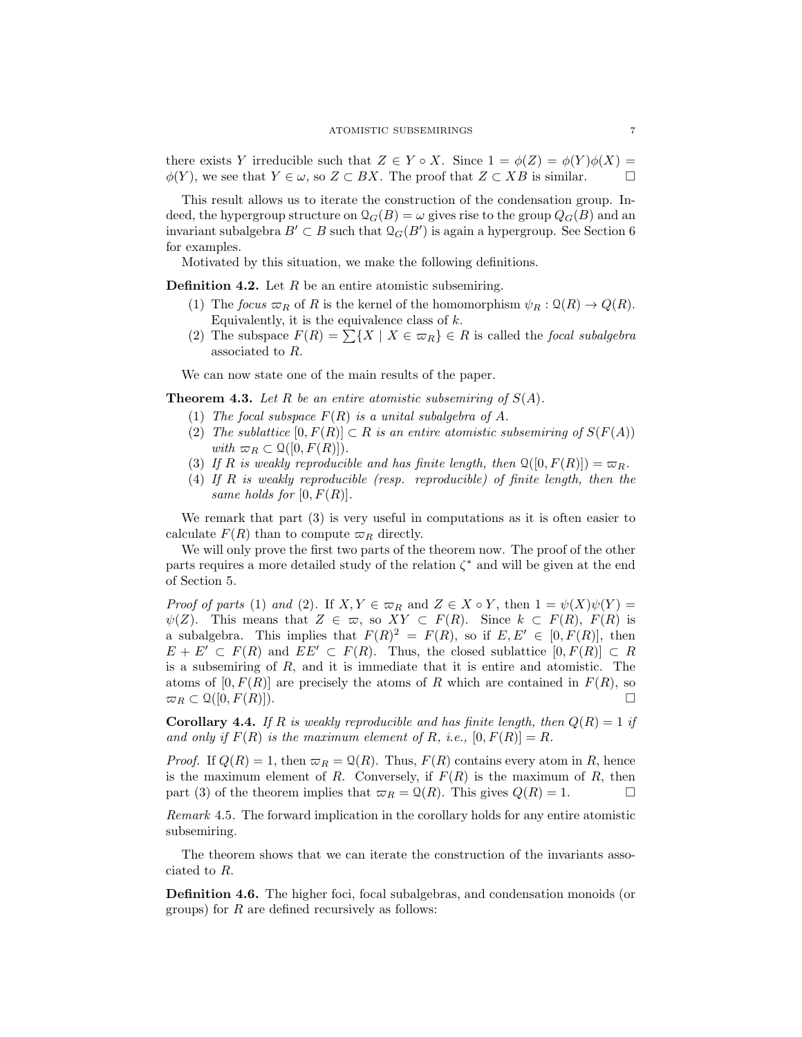there exists $Y$ irreducible such that $Z \in Y \circ X$. Since $1 = \phi(Z) = \phi(Y)\phi(X) = \phi(Y)$, we see that $Y \in \omega$, so $Z \subset BX$. The proof that $Z \subset XB$ is similar. $\square$

This result allows us to iterate the construction of the condensation group. Indeed, the hypergroup structure on $\mathcal{Q}_G(B) = \omega$ gives rise to the group $Q_G(B)$ and an invariant subalgebra $B' \subset B$ such that $\mathcal{Q}_G(B')$ is again a hypergroup. See Section 6 for examples.

Motivated by this situation, we make the following definitions.

**Definition 4.2.** Let $R$ be an entire atomistic subsemiring.

1. The *focus* $\varpi_R$ of $R$ is the kernel of the homomorphism $\psi_R : \mathcal{Q}(R) \to Q(R)$. Equivalently, it is the equivalence class of $k$.
2. The subspace $F(R) = \sum\{X \mid X \in \varpi_R\} \in R$ is called the *focal subalgebra* associated to $R$.

We can now state one of the main results of the paper.

**Theorem 4.3.** *Let $R$ be an entire atomistic subsemiring of $S(A)$.*

1. *The focal subspace $F(R)$ is a unital subalgebra of $A$.*
2. *The sublattice $[0, F(R)] \subset R$ is an entire atomistic subsemiring of $S(F(A))$ with $\varpi_R \subset \mathcal{Q}([0, F(R)])$.*
3. *If $R$ is weakly reproducible and has finite length, then $\mathcal{Q}([0, F(R)]) = \varpi_R$.*
4. *If $R$ is weakly reproducible (resp. reproducible) of finite length, then the same holds for $[0, F(R)]$.*

We remark that part (3) is very useful in computations as it is often easier to calculate $F(R)$ than to compute $\varpi_R$ directly.

We will only prove the first two parts of the theorem now. The proof of the other parts requires a more detailed study of the relation $\zeta^*$ and will be given at the end of Section 5.

*Proof of parts* (1) *and* (2). If $X, Y \in \varpi_R$ and $Z \in X \circ Y$, then $1 = \psi(X)\psi(Y) = \psi(Z)$. This means that $Z \in \varpi$, so $XY \subset F(R)$. Since $k \subset F(R)$, $F(R)$ is a subalgebra. This implies that $F(R)^2 = F(R)$, so if $E, E' \in [0, F(R)]$, then $E + E' \subset F(R)$ and $EE' \subset F(R)$. Thus, the closed sublattice $[0, F(R)] \subset R$ is a subsemiring of $R$, and it is immediate that it is entire and atomistic. The atoms of $[0, F(R)]$ are precisely the atoms of $R$ which are contained in $F(R)$, so $\varpi_R \subset \mathcal{Q}([0, F(R)])$. $\square$

**Corollary 4.4.** *If $R$ is weakly reproducible and has finite length, then $Q(R) = 1$ if and only if $F(R)$ is the maximum element of $R$, i.e., $[0, F(R)] = R$.*

*Proof.* If $Q(R) = 1$, then $\varpi_R = \mathcal{Q}(R)$. Thus, $F(R)$ contains every atom in $R$, hence is the maximum element of $R$. Conversely, if $F(R)$ is the maximum of $R$, then part (3) of the theorem implies that $\varpi_R = \mathcal{Q}(R)$. This gives $Q(R) = 1$. $\square$

*Remark* 4.5. The forward implication in the corollary holds for any entire atomistic subsemiring.

The theorem shows that we can iterate the construction of the invariants associated to $R$.

**Definition 4.6.** The higher foci, focal subalgebras, and condensation monoids (or groups) for $R$ are defined recursively as follows: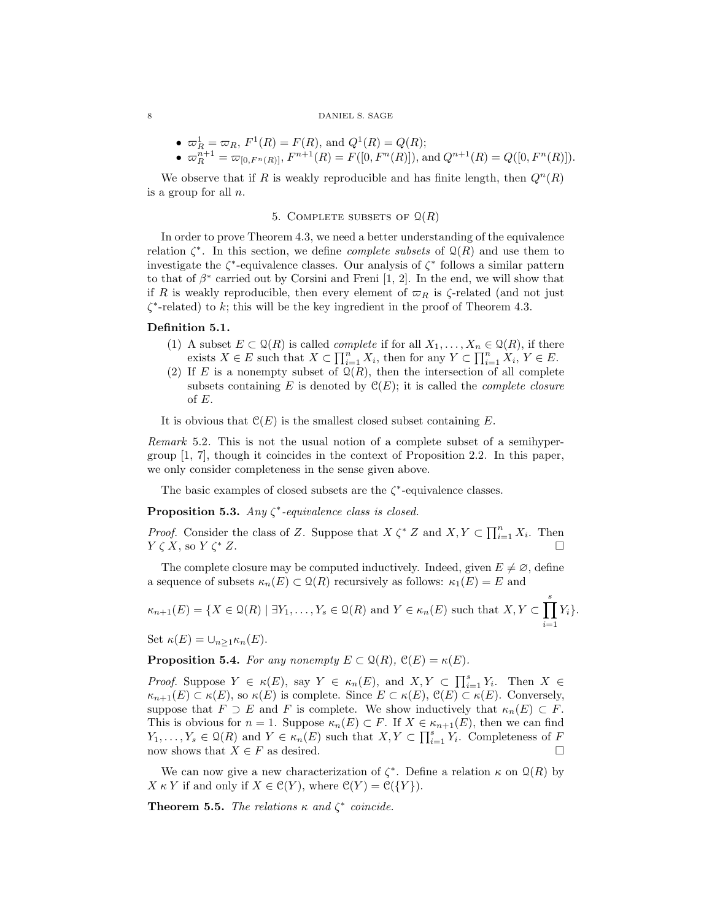- $\varpi_R^1 = \varpi_R$, $F^1(R) = F(R)$, and $Q^1(R) = Q(R)$;
- $\varpi_R^{n+1} = \varpi_{[0,F^n(R)]}$, $F^{n+1}(R) = F([0, F^n(R)])$, and $Q^{n+1}(R) = Q([0, F^n(R)])$.

We observe that if $R$ is weakly reproducible and has finite length, then $Q^n(R)$ is a group for all $n$.

## 5. Complete subsets of $\mathcal{Q}(R)$

In order to prove Theorem 4.3, we need a better understanding of the equivalence relation $\zeta^*$. In this section, we define *complete subsets* of $\mathcal{Q}(R)$ and use them to investigate the $\zeta^*$-equivalence classes. Our analysis of $\zeta^*$ follows a similar pattern to that of $\beta^*$ carried out by Corsini and Freni [1, 2]. In the end, we will show that if $R$ is weakly reproducible, then every element of $\varpi_R$ is $\zeta$-related (and not just $\zeta^*$-related) to $k$; this will be the key ingredient in the proof of Theorem 4.3.

**Definition 5.1.**

1. A subset $E \subset \mathcal{Q}(R)$ is called *complete* if for all $X_1, \dots, X_n \in \mathcal{Q}(R)$, if there exists $X \in E$ such that $X \subset \prod_{i=1}^n X_i$, then for any $Y \subset \prod_{i=1}^n X_i$, $Y \in E$.
2. If $E$ is a nonempty subset of $\mathcal{Q}(R)$, then the intersection of all complete subsets containing $E$ is denoted by $\mathcal{C}(E)$; it is called the *complete closure* of $E$.

It is obvious that $\mathcal{C}(E)$ is the smallest closed subset containing $E$.

*Remark* 5.2. This is not the usual notion of a complete subset of a semihypergroup [1, 7], though it coincides in the context of Proposition 2.2. In this paper, we only consider completeness in the sense given above.

The basic examples of closed subsets are the $\zeta^*$-equivalence classes.

**Proposition 5.3.** *Any $\zeta^*$-equivalence class is closed.*

*Proof.* Consider the class of $Z$. Suppose that $X \,\zeta^*\, Z$ and $X, Y \subset \prod_{i=1}^n X_i$. Then $Y \,\zeta\, X$, so $Y \,\zeta^*\, Z$. □

The complete closure may be computed inductively. Indeed, given $E \neq \varnothing$, define a sequence of subsets $\kappa_n(E) \subset \mathcal{Q}(R)$ recursively as follows: $\kappa_1(E) = E$ and

$$\kappa_{n+1}(E) = \{X \in \mathcal{Q}(R) \mid \exists Y_1, \dots, Y_s \in \mathcal{Q}(R) \text{ and } Y \in \kappa_n(E) \text{ such that } X, Y \subset \prod_{i=1}^s Y_i\}.$$

Set $\kappa(E) = \cup_{n \geq 1} \kappa_n(E)$.

**Proposition 5.4.** *For any nonempty $E \subset \mathcal{Q}(R)$, $\mathcal{C}(E) = \kappa(E)$.*

*Proof.* Suppose $Y \in \kappa(E)$, say $Y \in \kappa_n(E)$, and $X, Y \subset \prod_{i=1}^s Y_i$. Then $X \in \kappa_{n+1}(E) \subset \kappa(E)$, so $\kappa(E)$ is complete. Since $E \subset \kappa(E)$, $\mathcal{C}(E) \subset \kappa(E)$. Conversely, suppose that $F \supset E$ and $F$ is complete. We show inductively that $\kappa_n(E) \subset F$. This is obvious for $n = 1$. Suppose $\kappa_n(E) \subset F$. If $X \in \kappa_{n+1}(E)$, then we can find $Y_1, \dots, Y_s \in \mathcal{Q}(R)$ and $Y \in \kappa_n(E)$ such that $X, Y \subset \prod_{i=1}^s Y_i$. Completeness of $F$ now shows that $X \in F$ as desired. □

We can now give a new characterization of $\zeta^*$. Define a relation $\kappa$ on $\mathcal{Q}(R)$ by $X \,\kappa\, Y$ if and only if $X \in \mathcal{C}(Y)$, where $\mathcal{C}(Y) = \mathcal{C}(\{Y\})$.

**Theorem 5.5.** *The relations $\kappa$ and $\zeta^*$ coincide.*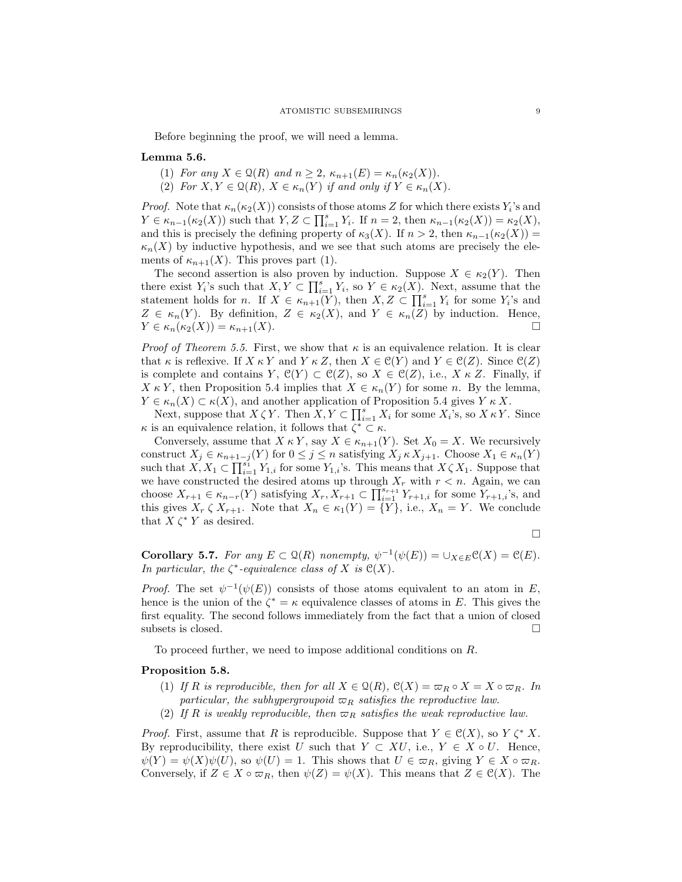Before beginning the proof, we will need a lemma.

**Lemma 5.6.**

1. *For any $X \in \mathcal{Q}(R)$ and $n \geq 2$, $\kappa_{n+1}(E) = \kappa_n(\kappa_2(X))$.*
2. *For $X, Y \in \mathcal{Q}(R)$, $X \in \kappa_n(Y)$ if and only if $Y \in \kappa_n(X)$.*

*Proof.* Note that $\kappa_n(\kappa_2(X))$ consists of those atoms $Z$ for which there exists $Y_i$'s and $Y \in \kappa_{n-1}(\kappa_2(X))$ such that $Y, Z \subset \prod_{i=1}^{s} Y_i$. If $n = 2$, then $\kappa_{n-1}(\kappa_2(X)) = \kappa_2(X)$, and this is precisely the defining property of $\kappa_3(X)$. If $n > 2$, then $\kappa_{n-1}(\kappa_2(X)) = \kappa_n(X)$ by inductive hypothesis, and we see that such atoms are precisely the elements of $\kappa_{n+1}(X)$. This proves part (1).

The second assertion is also proven by induction. Suppose $X \in \kappa_2(Y)$. Then there exist $Y_i$'s such that $X, Y \subset \prod_{i=1}^{s} Y_i$, so $Y \in \kappa_2(X)$. Next, assume that the statement holds for $n$. If $X \in \kappa_{n+1}(Y)$, then $X, Z \subset \prod_{i=1}^{s} Y_i$ for some $Y_i$'s and $Z \in \kappa_n(Y)$. By definition, $Z \in \kappa_2(X)$, and $Y \in \kappa_n(Z)$ by induction. Hence, $Y \in \kappa_n(\kappa_2(X)) = \kappa_{n+1}(X)$. □

*Proof of Theorem 5.5.* First, we show that $\kappa$ is an equivalence relation. It is clear that $\kappa$ is reflexive. If $X \,\kappa\, Y$ and $Y \,\kappa\, Z$, then $X \in \mathcal{C}(Y)$ and $Y \in \mathcal{C}(Z)$. Since $\mathcal{C}(Z)$ is complete and contains $Y$, $\mathcal{C}(Y) \subset \mathcal{C}(Z)$, so $X \in \mathcal{C}(Z)$, i.e., $X \,\kappa\, Z$. Finally, if $X \,\kappa\, Y$, then Proposition 5.4 implies that $X \in \kappa_n(Y)$ for some $n$. By the lemma, $Y \in \kappa_n(X) \subset \kappa(X)$, and another application of Proposition 5.4 gives $Y \,\kappa\, X$.

Next, suppose that $X \,\zeta\, Y$. Then $X, Y \subset \prod_{i=1}^{s} X_i$ for some $X_i$'s, so $X \,\kappa\, Y$. Since $\kappa$ is an equivalence relation, it follows that $\zeta^* \subset \kappa$.

Conversely, assume that $X \,\kappa\, Y$, say $X \in \kappa_{n+1}(Y)$. Set $X_0 = X$. We recursively construct $X_j \in \kappa_{n+1-j}(Y)$ for $0 \leq j \leq n$ satisfying $X_j \,\kappa\, X_{j+1}$. Choose $X_1 \in \kappa_n(Y)$ such that $X, X_1 \subset \prod_{i=1}^{s_1} Y_{1,i}$ for some $Y_{1,i}$'s. This means that $X \,\zeta\, X_1$. Suppose that we have constructed the desired atoms up through $X_r$ with $r < n$. Again, we can choose $X_{r+1} \in \kappa_{n-r}(Y)$ satisfying $X_r, X_{r+1} \subset \prod_{i=1}^{s_{r+1}} Y_{r+1,i}$ for some $Y_{r+1,i}$'s, and this gives $X_r \,\zeta\, X_{r+1}$. Note that $X_n \in \kappa_1(Y) = \{Y\}$, i.e., $X_n = Y$. We conclude that $X \,\zeta^*\, Y$ as desired.

□

**Corollary 5.7.** *For any $E \subset \mathcal{Q}(R)$ nonempty, $\psi^{-1}(\psi(E)) = \cup_{X \in E}\mathcal{C}(X) = \mathcal{C}(E)$. In particular, the $\zeta^*$-equivalence class of $X$ is $\mathcal{C}(X)$.*

*Proof.* The set $\psi^{-1}(\psi(E))$ consists of those atoms equivalent to an atom in $E$, hence is the union of the $\zeta^* = \kappa$ equivalence classes of atoms in $E$. This gives the first equality. The second follows immediately from the fact that a union of closed subsets is closed. □

To proceed further, we need to impose additional conditions on $R$.

**Proposition 5.8.**

1. *If $R$ is reproducible, then for all $X \in \mathcal{Q}(R)$, $\mathcal{C}(X) = \varpi_R \circ X = X \circ \varpi_R$. In particular, the subhypergroupoid $\varpi_R$ satisfies the reproductive law.*
2. *If $R$ is weakly reproducible, then $\varpi_R$ satisfies the weak reproductive law.*

*Proof.* First, assume that $R$ is reproducible. Suppose that $Y \in \mathcal{C}(X)$, so $Y \,\zeta^*\, X$. By reproducibility, there exist $U$ such that $Y \subset XU$, i.e., $Y \in X \circ U$. Hence, $\psi(Y) = \psi(X)\psi(U)$, so $\psi(U) = 1$. This shows that $U \in \varpi_R$, giving $Y \in X \circ \varpi_R$. Conversely, if $Z \in X \circ \varpi_R$, then $\psi(Z) = \psi(X)$. This means that $Z \in \mathcal{C}(X)$. The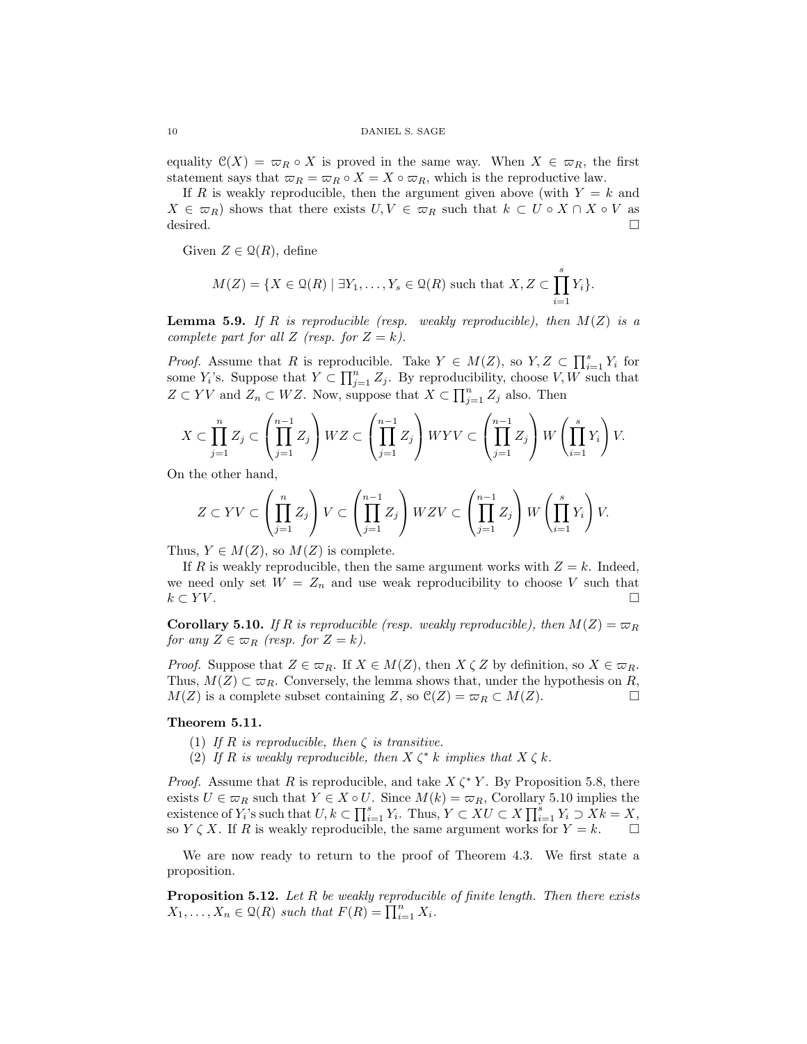equality $\mathcal{C}(X) = \varpi_R \circ X$ is proved in the same way. When $X \in \varpi_R$, the first statement says that $\varpi_R = \varpi_R \circ X = X \circ \varpi_R$, which is the reproductive law.

If $R$ is weakly reproducible, then the argument given above (with $Y = k$ and $X \in \varpi_R$) shows that there exists $U, V \in \varpi_R$ such that $k \subset U \circ X \cap X \circ V$ as desired. $\square$

Given $Z \in \mathfrak{Q}(R)$, define

$$M(Z) = \{X \in \mathfrak{Q}(R) \mid \exists Y_1, \ldots, Y_s \in \mathfrak{Q}(R) \text{ such that } X, Z \subset \prod_{i=1}^{s} Y_i\}.$$

**Lemma 5.9.** *If $R$ is reproducible (resp. weakly reproducible), then $M(Z)$ is a complete part for all $Z$ (resp. for $Z = k$).*

*Proof.* Assume that $R$ is reproducible. Take $Y \in M(Z)$, so $Y, Z \subset \prod_{i=1}^{s} Y_i$ for some $Y_i$'s. Suppose that $Y \subset \prod_{j=1}^{n} Z_j$. By reproducibility, choose $V, W$ such that $Z \subset YV$ and $Z_n \subset WZ$. Now, suppose that $X \subset \prod_{j=1}^{n} Z_j$ also. Then

$$X \subset \prod_{j=1}^{n} Z_j \subset \left(\prod_{j=1}^{n-1} Z_j\right) WZ \subset \left(\prod_{j=1}^{n-1} Z_j\right) WYV \subset \left(\prod_{j=1}^{n-1} Z_j\right) W \left(\prod_{i=1}^{s} Y_i\right) V.$$

On the other hand,

$$Z \subset YV \subset \left(\prod_{j=1}^{n} Z_j\right) V \subset \left(\prod_{j=1}^{n-1} Z_j\right) WZV \subset \left(\prod_{j=1}^{n-1} Z_j\right) W \left(\prod_{i=1}^{s} Y_i\right) V.$$

Thus, $Y \in M(Z)$, so $M(Z)$ is complete.

If $R$ is weakly reproducible, then the same argument works with $Z = k$. Indeed, we need only set $W = Z_n$ and use weak reproducibility to choose $V$ such that $k \subset YV$. $\square$

**Corollary 5.10.** *If $R$ is reproducible (resp. weakly reproducible), then $M(Z) = \varpi_R$ for any $Z \in \varpi_R$ (resp. for $Z = k$).*

*Proof.* Suppose that $Z \in \varpi_R$. If $X \in M(Z)$, then $X \,\zeta\, Z$ by definition, so $X \in \varpi_R$. Thus, $M(Z) \subset \varpi_R$. Conversely, the lemma shows that, under the hypothesis on $R$, $M(Z)$ is a complete subset containing $Z$, so $\mathcal{C}(Z) = \varpi_R \subset M(Z)$. $\square$

**Theorem 5.11.**

(1) *If $R$ is reproducible, then $\zeta$ is transitive.*
(2) *If $R$ is weakly reproducible, then $X \,\zeta^*\, k$ implies that $X \,\zeta\, k$.*

*Proof.* Assume that $R$ is reproducible, and take $X \,\zeta^*\, Y$. By Proposition 5.8, there exists $U \in \varpi_R$ such that $Y \in X \circ U$. Since $M(k) = \varpi_R$, Corollary 5.10 implies the existence of $Y_i$'s such that $U, k \subset \prod_{i=1}^{s} Y_i$. Thus, $Y \subset XU \subset X \prod_{i=1}^{s} Y_i \supset Xk = X$, so $Y \,\zeta\, X$. If $R$ is weakly reproducible, the same argument works for $Y = k$. $\square$

We are now ready to return to the proof of Theorem 4.3. We first state a proposition.

**Proposition 5.12.** *Let $R$ be weakly reproducible of finite length. Then there exists $X_1, \ldots, X_n \in \mathfrak{Q}(R)$ such that $F(R) = \prod_{i=1}^{n} X_i$.*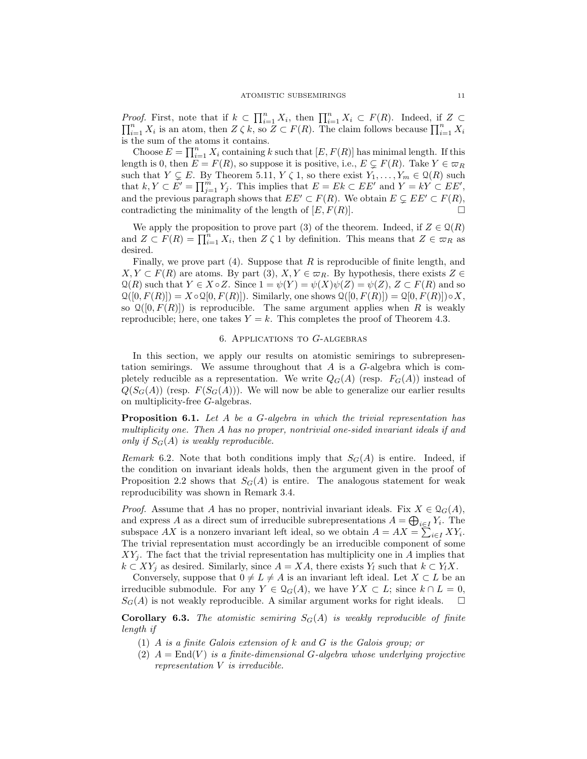*Proof.* First, note that if $k \subset \prod_{i=1}^n X_i$, then $\prod_{i=1}^n X_i \subset F(R)$. Indeed, if $Z \subset \prod_{i=1}^n X_i$ is an atom, then $Z \zeta k$, so $Z \subset F(R)$. The claim follows because $\prod_{i=1}^n X_i$ is the sum of the atoms it contains.

Choose $E = \prod_{i=1}^n X_i$ containing $k$ such that $[E, F(R)]$ has minimal length. If this length is 0, then $E = F(R)$, so suppose it is positive, i.e., $E \subsetneq F(R)$. Take $Y \in \varpi_R$ such that $Y \subsetneq E$. By Theorem 5.11, $Y \zeta 1$, so there exist $Y_1, \ldots, Y_m \in \mathcal{Q}(R)$ such that $k, Y \subset E' = \prod_{j=1}^m Y_j$. This implies that $E = Ek \subset EE'$ and $Y = kY \subset EE'$, and the previous paragraph shows that $EE' \subset F(R)$. We obtain $E \subsetneq EE' \subset F(R)$, contradicting the minimality of the length of $[E, F(R)]$. $\square$

We apply the proposition to prove part (3) of the theorem. Indeed, if $Z \in \mathcal{Q}(R)$ and $Z \subset F(R) = \prod_{i=1}^n X_i$, then $Z \zeta 1$ by definition. This means that $Z \in \varpi_R$ as desired.

Finally, we prove part (4). Suppose that $R$ is reproducible of finite length, and $X, Y \subset F(R)$ are atoms. By part (3), $X, Y \in \varpi_R$. By hypothesis, there exists $Z \in \mathcal{Q}(R)$ such that $Y \in X \circ Z$. Since $1 = \psi(Y) = \psi(X)\psi(Z) = \psi(Z)$, $Z \subset F(R)$ and so $\mathcal{Q}([0, F(R)]) = X \circ \mathcal{Q}[0, F(R)])$. Similarly, one shows $\mathcal{Q}([0, F(R)]) = \mathcal{Q}[0, F(R)]) \circ X$, so $\mathcal{Q}([0, F(R)])$ is reproducible. The same argument applies when $R$ is weakly reproducible; here, one takes $Y = k$. This completes the proof of Theorem 4.3.

## 6. Applications to $G$-algebras

In this section, we apply our results on atomistic semirings to subrepresentation semirings. We assume throughout that $A$ is a $G$-algebra which is completely reducible as a representation. We write $Q_G(A)$ (resp. $F_G(A)$) instead of $Q(S_G(A))$ (resp. $F(S_G(A))$). We will now be able to generalize our earlier results on multiplicity-free $G$-algebras.

**Proposition 6.1.** *Let $A$ be a $G$-algebra in which the trivial representation has multiplicity one. Then $A$ has no proper, nontrivial one-sided invariant ideals if and only if $S_G(A)$ is weakly reproducible.*

*Remark* 6.2. Note that both conditions imply that $S_G(A)$ is entire. Indeed, if the condition on invariant ideals holds, then the argument given in the proof of Proposition 2.2 shows that $S_G(A)$ is entire. The analogous statement for weak reproducibility was shown in Remark 3.4.

*Proof.* Assume that $A$ has no proper, nontrivial invariant ideals. Fix $X \in \mathcal{Q}_G(A)$, and express $A$ as a direct sum of irreducible subrepresentations $A = \bigoplus_{i \in I} Y_i$. The subspace $AX$ is a nonzero invariant left ideal, so we obtain $A = AX = \sum_{i \in I} XY_i$. The trivial representation must accordingly be an irreducible component of some $XY_j$. The fact that the trivial representation has multiplicity one in $A$ implies that $k \subset XY_j$ as desired. Similarly, since $A = XA$, there exists $Y_l$ such that $k \subset Y_l X$.

Conversely, suppose that $0 \neq L \neq A$ is an invariant left ideal. Let $X \subset L$ be an irreducible submodule. For any $Y \in \mathcal{Q}_G(A)$, we have $YX \subset L$; since $k \cap L = 0$, $S_G(A)$ is not weakly reproducible. A similar argument works for right ideals. $\square$

**Corollary 6.3.** *The atomistic semiring $S_G(A)$ is weakly reproducible of finite length if*

1. *$A$ is a finite Galois extension of $k$ and $G$ is the Galois group; or*
2. *$A = \mathrm{End}(V)$ is a finite-dimensional $G$-algebra whose underlying projective representation $V$ is irreducible.*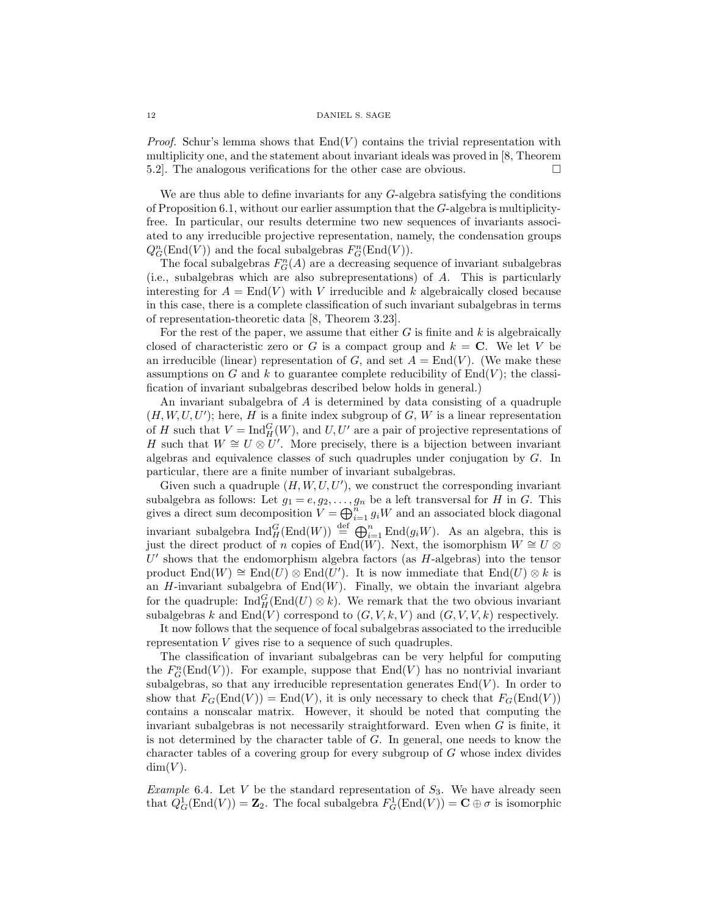*Proof.* Schur's lemma shows that $\mathrm{End}(V)$ contains the trivial representation with multiplicity one, and the statement about invariant ideals was proved in [8, Theorem 5.2]. The analogous verifications for the other case are obvious. $\square$

We are thus able to define invariants for any $G$-algebra satisfying the conditions of Proposition 6.1, without our earlier assumption that the $G$-algebra is multiplicity-free. In particular, our results determine two new sequences of invariants associated to any irreducible projective representation, namely, the condensation groups $Q_G^n(\mathrm{End}(V))$ and the focal subalgebras $F_G^n(\mathrm{End}(V))$.

The focal subalgebras $F_G^n(A)$ are a decreasing sequence of invariant subalgebras (i.e., subalgebras which are also subrepresentations) of $A$. This is particularly interesting for $A = \mathrm{End}(V)$ with $V$ irreducible and $k$ algebraically closed because in this case, there is a complete classification of such invariant subalgebras in terms of representation-theoretic data [8, Theorem 3.23].

For the rest of the paper, we assume that either $G$ is finite and $k$ is algebraically closed of characteristic zero or $G$ is a compact group and $k = \mathbf{C}$. We let $V$ be an irreducible (linear) representation of $G$, and set $A = \mathrm{End}(V)$. (We make these assumptions on $G$ and $k$ to guarantee complete reducibility of $\mathrm{End}(V)$; the classification of invariant subalgebras described below holds in general.)

An invariant subalgebra of $A$ is determined by data consisting of a quadruple $(H, W, U, U')$; here, $H$ is a finite index subgroup of $G$, $W$ is a linear representation of $H$ such that $V = \mathrm{Ind}_H^G(W)$, and $U, U'$ are a pair of projective representations of $H$ such that $W \cong U \otimes U'$. More precisely, there is a bijection between invariant algebras and equivalence classes of such quadruples under conjugation by $G$. In particular, there are a finite number of invariant subalgebras.

Given such a quadruple $(H, W, U, U')$, we construct the corresponding invariant subalgebra as follows: Let $g_1 = e, g_2, \ldots, g_n$ be a left transversal for $H$ in $G$. This gives a direct sum decomposition $V = \bigoplus_{i=1}^n g_i W$ and an associated block diagonal invariant subalgebra $\mathrm{Ind}_H^G(\mathrm{End}(W)) \overset{\mathrm{def}}{=} \bigoplus_{i=1}^n \mathrm{End}(g_i W)$. As an algebra, this is just the direct product of $n$ copies of $\mathrm{End}(W)$. Next, the isomorphism $W \cong U \otimes U'$ shows that the endomorphism algebra factors (as $H$-algebras) into the tensor product $\mathrm{End}(W) \cong \mathrm{End}(U) \otimes \mathrm{End}(U')$. It is now immediate that $\mathrm{End}(U) \otimes k$ is an $H$-invariant subalgebra of $\mathrm{End}(W)$. Finally, we obtain the invariant algebra for the quadruple: $\mathrm{Ind}_H^G(\mathrm{End}(U) \otimes k)$. We remark that the two obvious invariant subalgebras $k$ and $\mathrm{End}(V)$ correspond to $(G, V, k, V)$ and $(G, V, V, k)$ respectively.

It now follows that the sequence of focal subalgebras associated to the irreducible representation $V$ gives rise to a sequence of such quadruples.

The classification of invariant subalgebras can be very helpful for computing the $F_G^n(\mathrm{End}(V))$. For example, suppose that $\mathrm{End}(V)$ has no nontrivial invariant subalgebras, so that any irreducible representation generates $\mathrm{End}(V)$. In order to show that $F_G(\mathrm{End}(V)) = \mathrm{End}(V)$, it is only necessary to check that $F_G(\mathrm{End}(V))$ contains a nonscalar matrix. However, it should be noted that computing the invariant subalgebras is not necessarily straightforward. Even when $G$ is finite, it is not determined by the character table of $G$. In general, one needs to know the character tables of a covering group for every subgroup of $G$ whose index divides $\dim(V)$.

*Example* 6.4. Let $V$ be the standard representation of $S_3$. We have already seen that $Q_G^1(\mathrm{End}(V)) = \mathbf{Z}_2$. The focal subalgebra $F_G^1(\mathrm{End}(V)) = \mathbf{C} \oplus \sigma$ is isomorphic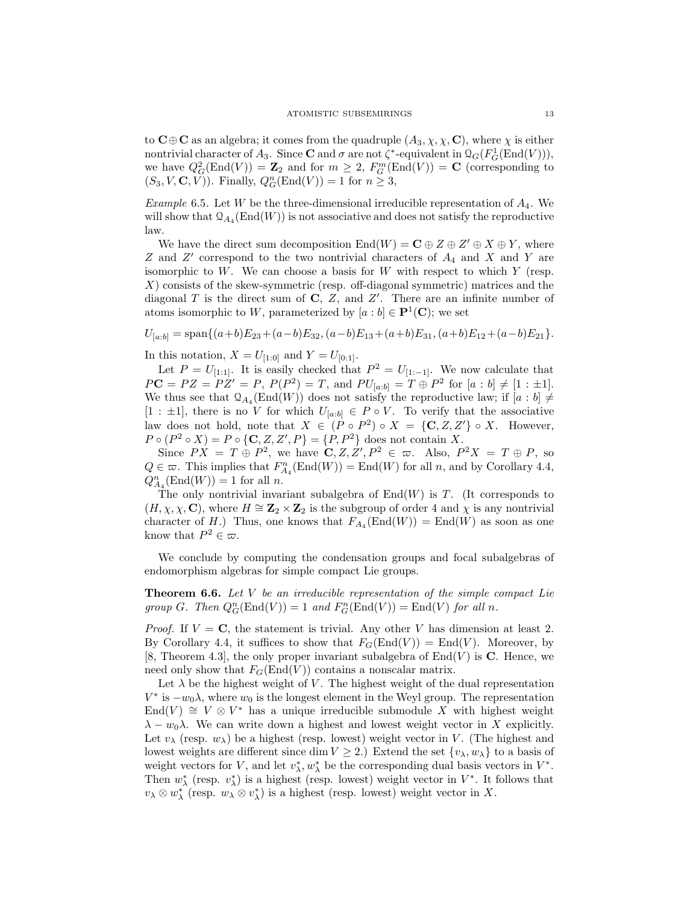to $\mathbf{C}\oplus\mathbf{C}$ as an algebra; it comes from the quadruple $(A_3, \chi, \chi, \mathbf{C})$, where $\chi$ is either nontrivial character of $A_3$. Since $\mathbf{C}$ and $\sigma$ are not $\zeta^*$-equivalent in $\mathcal{Q}_G(F_G^1(\mathrm{End}(V)))$, we have $Q_G^2(\mathrm{End}(V)) = \mathbf{Z}_2$ and for $m \geq 2$, $F_G^m(\mathrm{End}(V)) = \mathbf{C}$ (corresponding to $(S_3, V, \mathbf{C}, V)$). Finally, $Q_G^n(\mathrm{End}(V)) = 1$ for $n \geq 3$,

*Example* 6.5. Let $W$ be the three-dimensional irreducible representation of $A_4$. We will show that $\mathcal{Q}_{A_4}(\mathrm{End}(W))$ is not associative and does not satisfy the reproductive law.

We have the direct sum decomposition $\mathrm{End}(W) = \mathbf{C} \oplus Z \oplus Z' \oplus X \oplus Y$, where $Z$ and $Z'$ correspond to the two nontrivial characters of $A_4$ and $X$ and $Y$ are isomorphic to $W$. We can choose a basis for $W$ with respect to which $Y$ (resp. $X$) consists of the skew-symmetric (resp. off-diagonal symmetric) matrices and the diagonal $T$ is the direct sum of $\mathbf{C}$, $Z$, and $Z'$. There are an infinite number of atoms isomorphic to $W$, parameterized by $[a:b] \in \mathbf{P}^1(\mathbf{C})$; we set

$$U_{[a:b]} = \mathrm{span}\{(a+b)E_{23}+(a-b)E_{32}, (a-b)E_{13}+(a+b)E_{31}, (a+b)E_{12}+(a-b)E_{21}\}.$$

In this notation, $X = U_{[1:0]}$ and $Y = U_{[0:1]}$.

Let $P = U_{[1:1]}$. It is easily checked that $P^2 = U_{[1:-1]}$. We now calculate that $P\mathbf{C} = PZ = PZ' = P$, $P(P^2) = T$, and $PU_{[a:b]} = T \oplus P^2$ for $[a:b] \neq [1:\pm 1]$. We thus see that $\mathcal{Q}_{A_4}(\mathrm{End}(W))$ does not satisfy the reproductive law; if $[a:b] \neq [1:\pm 1]$, there is no $V$ for which $U_{[a:b]} \in P \circ V$. To verify that the associative law does not hold, note that $X \in (P \circ P^2) \circ X = \{\mathbf{C}, Z, Z'\} \circ X$. However, $P \circ (P^2 \circ X) = P \circ \{\mathbf{C}, Z, Z', P\} = \{P, P^2\}$ does not contain $X$.

Since $PX = T \oplus P^2$, we have $\mathbf{C}, Z, Z', P^2 \in \varpi$. Also, $P^2X = T \oplus P$, so $Q \in \varpi$. This implies that $F_{A_4}^n(\mathrm{End}(W)) = \mathrm{End}(W)$ for all $n$, and by Corollary 4.4, $Q_{A_4}^n(\mathrm{End}(W)) = 1$ for all $n$.

The only nontrivial invariant subalgebra of $\mathrm{End}(W)$ is $T$. (It corresponds to $(H, \chi, \chi, \mathbf{C})$, where $H \cong \mathbf{Z}_2 \times \mathbf{Z}_2$ is the subgroup of order 4 and $\chi$ is any nontrivial character of $H$.) Thus, one knows that $F_{A_4}(\mathrm{End}(W)) = \mathrm{End}(W)$ as soon as one know that $P^2 \in \varpi$.

We conclude by computing the condensation groups and focal subalgebras of endomorphism algebras for simple compact Lie groups.

**Theorem 6.6.** *Let $V$ be an irreducible representation of the simple compact Lie group $G$. Then $Q_G^n(\mathrm{End}(V)) = 1$ and $F_G^n(\mathrm{End}(V)) = \mathrm{End}(V)$ for all $n$.*

*Proof.* If $V = \mathbf{C}$, the statement is trivial. Any other $V$ has dimension at least 2. By Corollary 4.4, it suffices to show that $F_G(\mathrm{End}(V)) = \mathrm{End}(V)$. Moreover, by [8, Theorem 4.3], the only proper invariant subalgebra of $\mathrm{End}(V)$ is $\mathbf{C}$. Hence, we need only show that $F_G(\mathrm{End}(V))$ contains a nonscalar matrix.

Let $\lambda$ be the highest weight of $V$. The highest weight of the dual representation $V^*$ is $-w_0\lambda$, where $w_0$ is the longest element in the Weyl group. The representation $\mathrm{End}(V) \cong V \otimes V^*$ has a unique irreducible submodule $X$ with highest weight $\lambda - w_0\lambda$. We can write down a highest and lowest weight vector in $X$ explicitly. Let $v_\lambda$ (resp. $w_\lambda$) be a highest (resp. lowest) weight vector in $V$. (The highest and lowest weights are different since $\dim V \geq 2$.) Extend the set $\{v_\lambda, w_\lambda\}$ to a basis of weight vectors for $V$, and let $v_\lambda^*, w_\lambda^*$ be the corresponding dual basis vectors in $V^*$. Then $w_\lambda^*$ (resp. $v_\lambda^*$) is a highest (resp. lowest) weight vector in $V^*$. It follows that $v_\lambda \otimes w_\lambda^*$ (resp. $w_\lambda \otimes v_\lambda^*$) is a highest (resp. lowest) weight vector in $X$.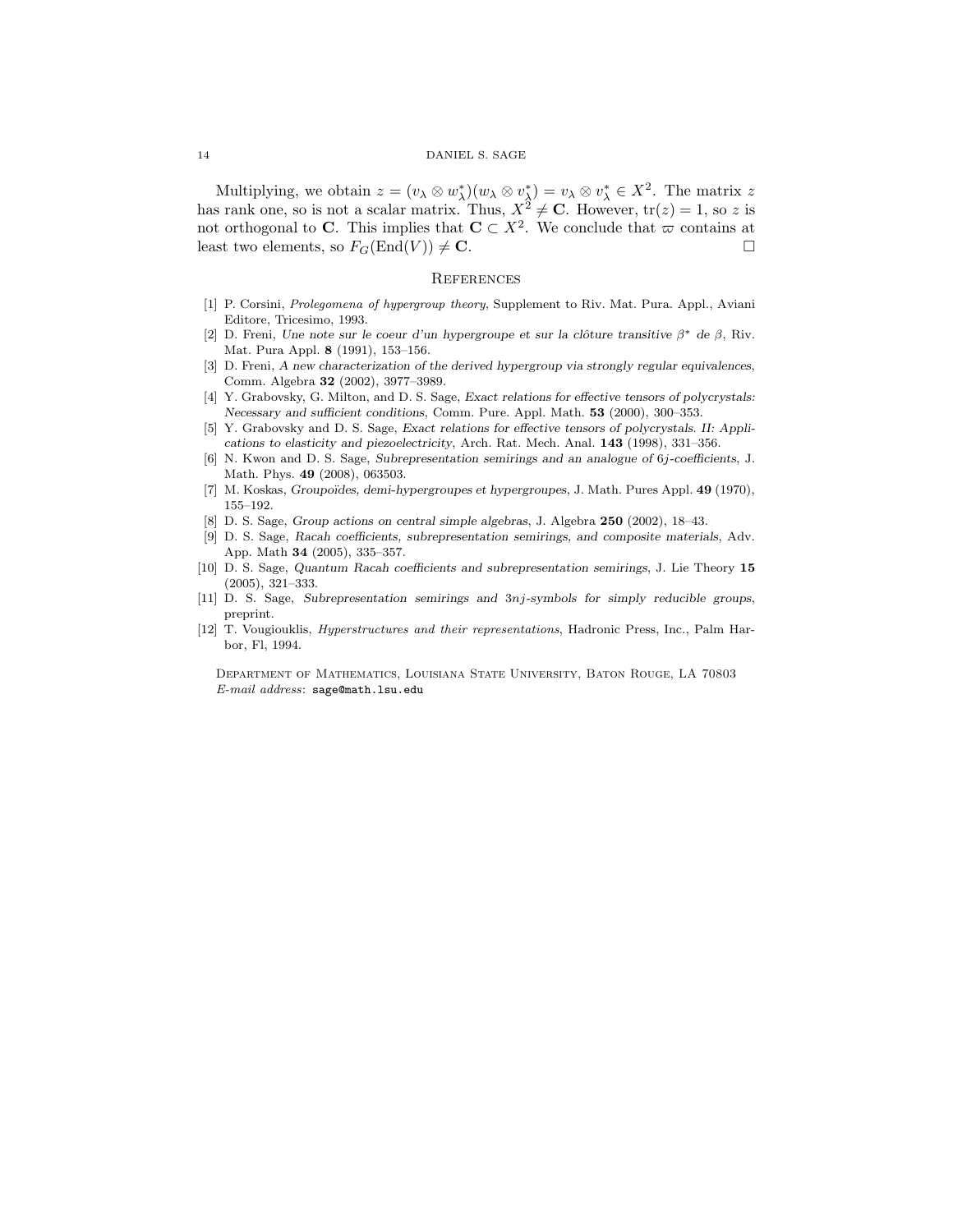Multiplying, we obtain $z = (v_\lambda \otimes w_\lambda^*)(w_\lambda \otimes v_\lambda^*) = v_\lambda \otimes v_\lambda^* \in X^2$. The matrix $z$ has rank one, so is not a scalar matrix. Thus, $X^2 \neq \mathbf{C}$. However, $\operatorname{tr}(z) = 1$, so $z$ is not orthogonal to $\mathbf{C}$. This implies that $\mathbf{C} \subset X^2$. We conclude that $\varpi$ contains at least two elements, so $F_G(\operatorname{End}(V)) \neq \mathbf{C}$. □

## References

[1] P. Corsini, *Prolegomena of hypergroup theory*, Supplement to Riv. Mat. Pura. Appl., Aviani Editore, Tricesimo, 1993.

[2] D. Freni, *Une note sur le coeur d'un hypergroupe et sur la clôture transitive $\beta^*$ de $\beta$*, Riv. Mat. Pura Appl. **8** (1991), 153–156.

[3] D. Freni, *A new characterization of the derived hypergroup via strongly regular equivalences*, Comm. Algebra **32** (2002), 3977–3989.

[4] Y. Grabovsky, G. Milton, and D. S. Sage, *Exact relations for effective tensors of polycrystals: Necessary and sufficient conditions*, Comm. Pure. Appl. Math. **53** (2000), 300–353.

[5] Y. Grabovsky and D. S. Sage, *Exact relations for effective tensors of polycrystals. II: Applications to elasticity and piezoelectricity*, Arch. Rat. Mech. Anal. **143** (1998), 331–356.

[6] N. Kwon and D. S. Sage, *Subrepresentation semirings and an analogue of 6j-coefficients*, J. Math. Phys. **49** (2008), 063503.

[7] M. Koskas, *Groupoïdes, demi-hypergroupes et hypergroupes*, J. Math. Pures Appl. **49** (1970), 155–192.

[8] D. S. Sage, *Group actions on central simple algebras*, J. Algebra **250** (2002), 18–43.

[9] D. S. Sage, *Racah coefficients, subrepresentation semirings, and composite materials*, Adv. App. Math **34** (2005), 335–357.

[10] D. S. Sage, *Quantum Racah coefficients and subrepresentation semirings*, J. Lie Theory **15** (2005), 321–333.

[11] D. S. Sage, *Subrepresentation semirings and 3nj-symbols for simply reducible groups*, preprint.

[12] T. Vougiouklis, *Hyperstructures and their representations*, Hadronic Press, Inc., Palm Harbor, Fl, 1994.

Department of Mathematics, Louisiana State University, Baton Rouge, LA 70803
*E-mail address*: sage@math.lsu.edu